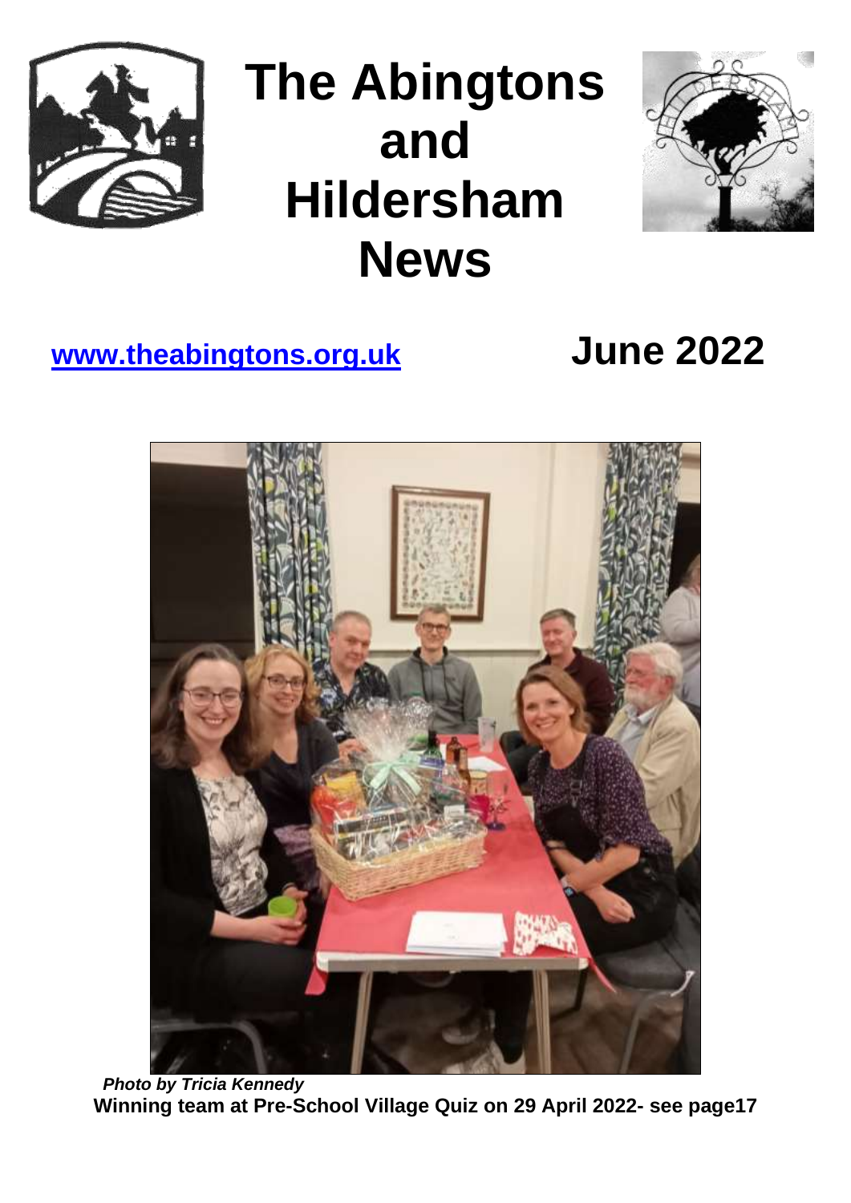# The Abingtons and Hildersham News

**www.theabingtons.org.uk**

## June 2022

***Photo by Tricia Kennedy***

**Winning team at Pre-School Village Quiz on 29 April 2022- see page17**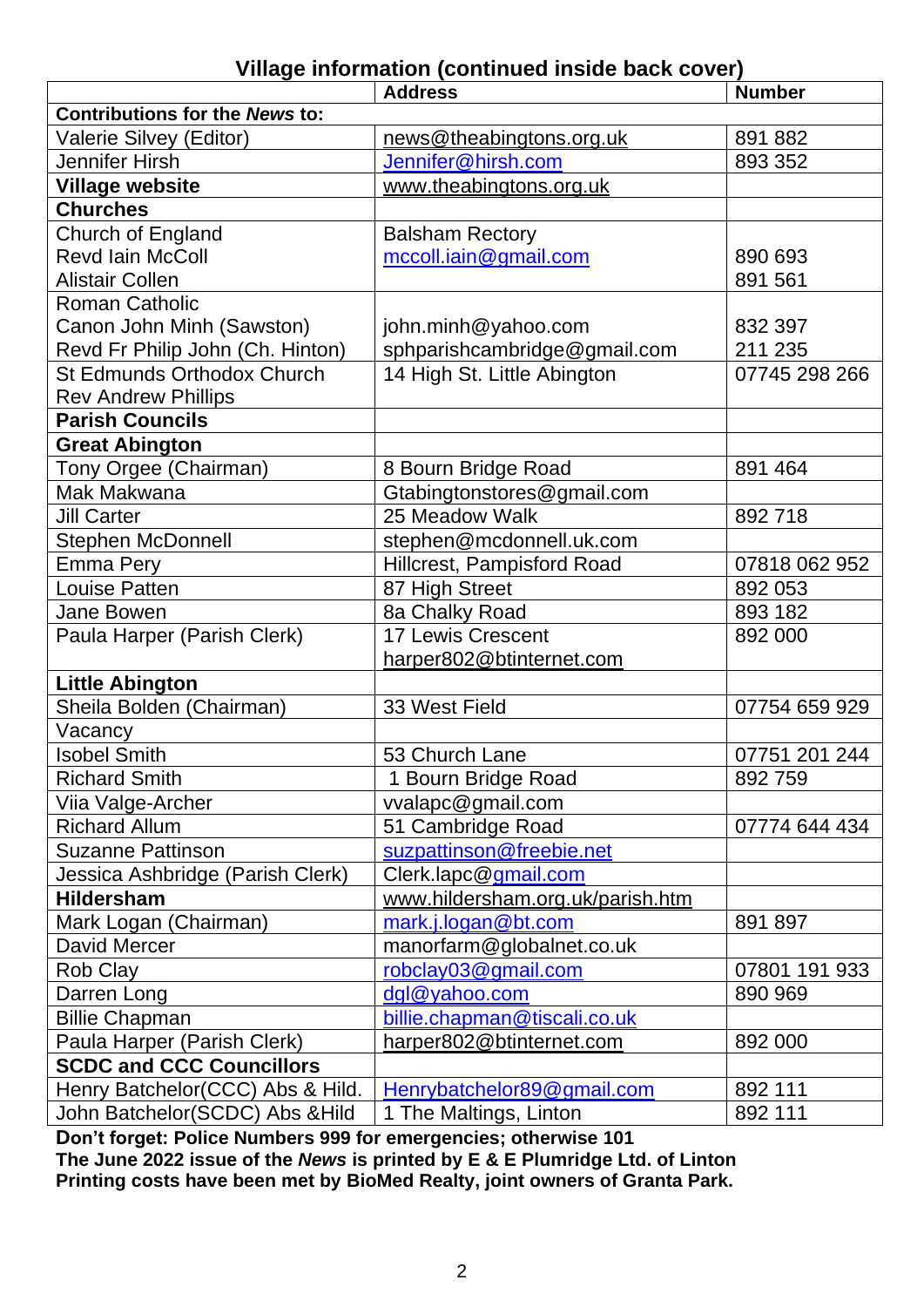## Village information (continued inside back cover)

| | Address | Number |
|---|---|---|
| **Contributions for the *News* to:** | | |
| Valerie Silvey (Editor) | news@theabingtons.org.uk | 891 882 |
| Jennifer Hirsh | Jennifer@hirsh.com | 893 352 |
| **Village website** | www.theabingtons.org.uk | |
| **Churches** | | |
| Church of England<br>Revd Iain McColl<br>Alistair Collen | Balsham Rectory<br>mccoll.iain@gmail.com | <br>890 693<br>891 561 |
| Roman Catholic<br>Canon John Minh (Sawston)<br>Revd Fr Philip John (Ch. Hinton) | <br>john.minh@yahoo.com<br>sphparishcambridge@gmail.com | <br>832 397<br>211 235 |
| St Edmunds Orthodox Church<br>Rev Andrew Phillips | 14 High St. Little Abington | 07745 298 266 |
| **Parish Councils** | | |
| **Great Abington** | | |
| Tony Orgee (Chairman) | 8 Bourn Bridge Road | 891 464 |
| Mak Makwana | Gtabingtonstores@gmail.com | |
| Jill Carter | 25 Meadow Walk | 892 718 |
| Stephen McDonnell | stephen@mcdonnell.uk.com | |
| Emma Pery | Hillcrest, Pampisford Road | 07818 062 952 |
| Louise Patten | 87 High Street | 892 053 |
| Jane Bowen | 8a Chalky Road | 893 182 |
| Paula Harper (Parish Clerk) | 17 Lewis Crescent<br>harper802@btinternet.com | 892 000 |
| **Little Abington** | | |
| Sheila Bolden (Chairman) | 33 West Field | 07754 659 929 |
| Vacancy | | |
| Isobel Smith | 53 Church Lane | 07751 201 244 |
| Richard Smith | 1 Bourn Bridge Road | 892 759 |
| Viia Valge-Archer | vvalapc@gmail.com | |
| Richard Allum | 51 Cambridge Road | 07774 644 434 |
| Suzanne Pattinson | suzpattinson@freebie.net | |
| Jessica Ashbridge (Parish Clerk) | Clerk.lapc@gmail.com | |
| **Hildersham** | www.hildersham.org.uk/parish.htm | |
| Mark Logan (Chairman) | mark.j.logan@bt.com | 891 897 |
| David Mercer | manorfarm@globalnet.co.uk | |
| Rob Clay | robclay03@gmail.com | 07801 191 933 |
| Darren Long | dgl@yahoo.com | 890 969 |
| Billie Chapman | billie.chapman@tiscali.co.uk | |
| Paula Harper (Parish Clerk) | harper802@btinternet.com | 892 000 |
| **SCDC and CCC Councillors** | | |
| Henry Batchelor(CCC) Abs & Hild. | Henrybatchelor89@gmail.com | 892 111 |
| John Batchelor(SCDC) Abs &Hild | 1 The Maltings, Linton | 892 111 |

**Don't forget: Police Numbers 999 for emergencies; otherwise 101**
**The June 2022 issue of the *News* is printed by E & E Plumridge Ltd. of Linton**
**Printing costs have been met by BioMed Realty, joint owners of Granta Park.**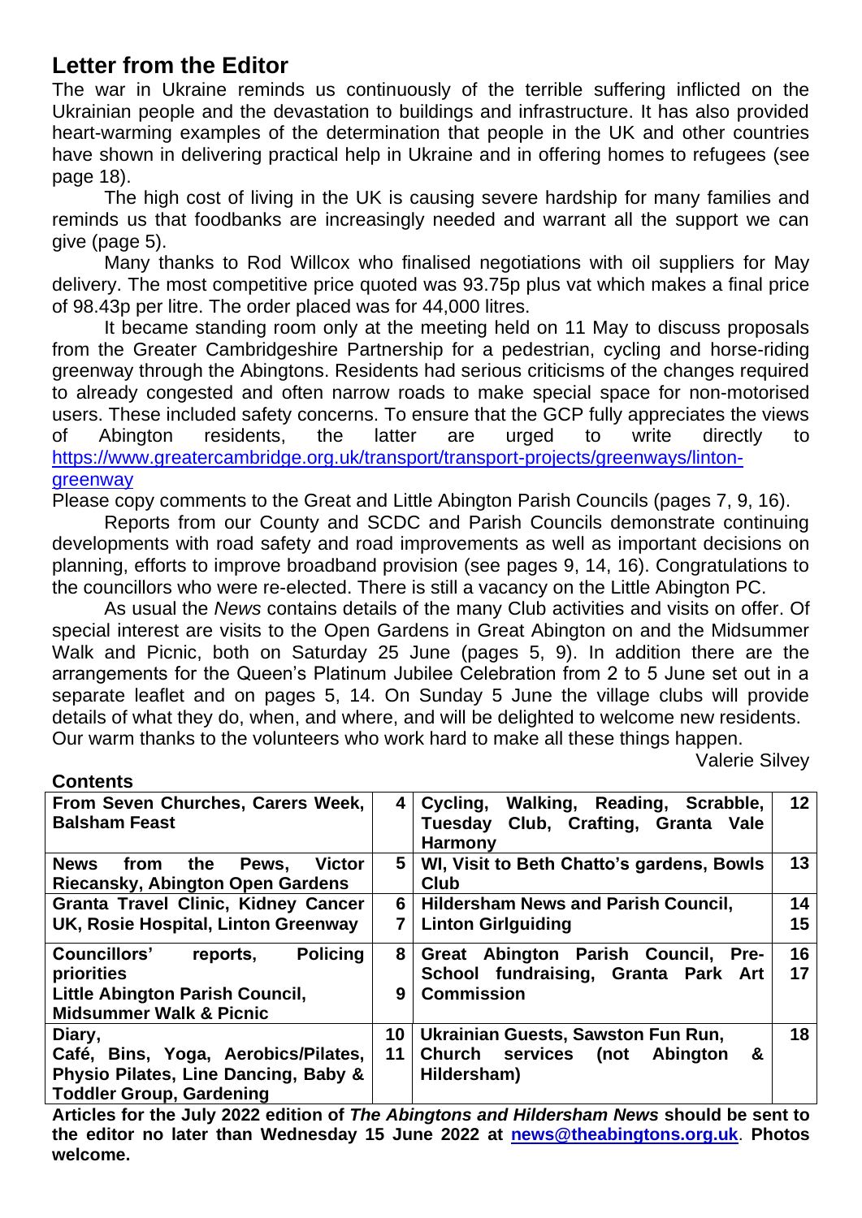## Letter from the Editor

The war in Ukraine reminds us continuously of the terrible suffering inflicted on the Ukrainian people and the devastation to buildings and infrastructure. It has also provided heart-warming examples of the determination that people in the UK and other countries have shown in delivering practical help in Ukraine and in offering homes to refugees (see page 18).

The high cost of living in the UK is causing severe hardship for many families and reminds us that foodbanks are increasingly needed and warrant all the support we can give (page 5).

Many thanks to Rod Willcox who finalised negotiations with oil suppliers for May delivery. The most competitive price quoted was 93.75p plus vat which makes a final price of 98.43p per litre. The order placed was for 44,000 litres.

It became standing room only at the meeting held on 11 May to discuss proposals from the Greater Cambridgeshire Partnership for a pedestrian, cycling and horse-riding greenway through the Abingtons. Residents had serious criticisms of the changes required to already congested and often narrow roads to make special space for non-motorised users. These included safety concerns. To ensure that the GCP fully appreciates the views of Abington residents, the latter are urged to write directly to https://www.greatercambridge.org.uk/transport/transport-projects/greenways/linton-greenway

Please copy comments to the Great and Little Abington Parish Councils (pages 7, 9, 16).

Reports from our County and SCDC and Parish Councils demonstrate continuing developments with road safety and road improvements as well as important decisions on planning, efforts to improve broadband provision (see pages 9, 14, 16). Congratulations to the councillors who were re-elected. There is still a vacancy on the Little Abington PC.

As usual the *News* contains details of the many Club activities and visits on offer. Of special interest are visits to the Open Gardens in Great Abington on and the Midsummer Walk and Picnic, both on Saturday 25 June (pages 5, 9). In addition there are the arrangements for the Queen's Platinum Jubilee Celebration from 2 to 5 June set out in a separate leaflet and on pages 5, 14. On Sunday 5 June the village clubs will provide details of what they do, when, and where, and will be delighted to welcome new residents. Our warm thanks to the volunteers who work hard to make all these things happen.

Valerie Silvey

**Contents**

| | | | |
|---|---|---|---|
| **From Seven Churches, Carers Week, Balsham Feast** | **4** | **Cycling, Walking, Reading, Scrabble, Tuesday Club, Crafting, Granta Vale Harmony** | **12** |
| **News from the Pews, Victor Riecansky, Abington Open Gardens** | **5** | **WI, Visit to Beth Chatto's gardens, Bowls Club** | **13** |
| **Granta Travel Clinic, Kidney Cancer UK, Rosie Hospital, Linton Greenway** | **6** **7** | **Hildersham News and Parish Council, Linton Girlguiding** | **14** **15** |
| **Councillors' reports, Policing priorities** **Little Abington Parish Council, Midsummer Walk & Picnic** | **8** **9** | **Great Abington Parish Council, Pre-School fundraising, Granta Park Art Commission** | **16** **17** |
| **Diary,** **Café, Bins, Yoga, Aerobics/Pilates, Physio Pilates, Line Dancing, Baby & Toddler Group, Gardening** | **10** **11** | **Ukrainian Guests, Sawston Fun Run, Church services (not Abington & Hildersham)** | **18** |

**Articles for the July 2022 edition of *The Abingtons and Hildersham News* should be sent to the editor no later than Wednesday 15 June 2022 at news@theabingtons.org.uk. Photos welcome.**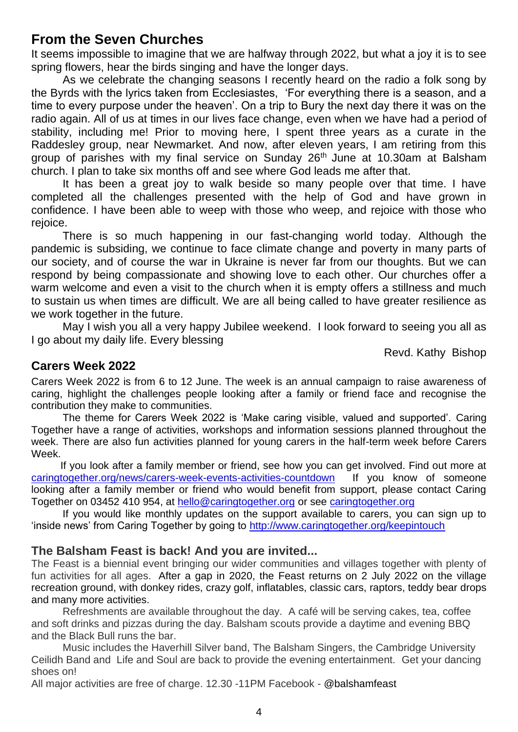## From the Seven Churches

It seems impossible to imagine that we are halfway through 2022, but what a joy it is to see spring flowers, hear the birds singing and have the longer days.

As we celebrate the changing seasons I recently heard on the radio a folk song by the Byrds with the lyrics taken from Ecclesiastes, 'For everything there is a season, and a time to every purpose under the heaven'. On a trip to Bury the next day there it was on the radio again. All of us at times in our lives face change, even when we have had a period of stability, including me! Prior to moving here, I spent three years as a curate in the Raddesley group, near Newmarket. And now, after eleven years, I am retiring from this group of parishes with my final service on Sunday 26th June at 10.30am at Balsham church. I plan to take six months off and see where God leads me after that.

It has been a great joy to walk beside so many people over that time. I have completed all the challenges presented with the help of God and have grown in confidence. I have been able to weep with those who weep, and rejoice with those who rejoice.

There is so much happening in our fast-changing world today. Although the pandemic is subsiding, we continue to face climate change and poverty in many parts of our society, and of course the war in Ukraine is never far from our thoughts. But we can respond by being compassionate and showing love to each other. Our churches offer a warm welcome and even a visit to the church when it is empty offers a stillness and much to sustain us when times are difficult. We are all being called to have greater resilience as we work together in the future.

May I wish you all a very happy Jubilee weekend. I look forward to seeing you all as I go about my daily life. Every blessing

Revd. Kathy Bishop

## Carers Week 2022

Carers Week 2022 is from 6 to 12 June. The week is an annual campaign to raise awareness of caring, highlight the challenges people looking after a family or friend face and recognise the contribution they make to communities.

The theme for Carers Week 2022 is 'Make caring visible, valued and supported'. Caring Together have a range of activities, workshops and information sessions planned throughout the week. There are also fun activities planned for young carers in the half-term week before Carers Week.

If you look after a family member or friend, see how you can get involved. Find out more at caringtogether.org/news/carers-week-events-activities-countdown If you know of someone looking after a family member or friend who would benefit from support, please contact Caring Together on 03452 410 954, at hello@caringtogether.org or see caringtogether.org

If you would like monthly updates on the support available to carers, you can sign up to 'inside news' from Caring Together by going to http://www.caringtogether.org/keepintouch

## The Balsham Feast is back! And you are invited...

The Feast is a biennial event bringing our wider communities and villages together with plenty of fun activities for all ages. After a gap in 2020, the Feast returns on 2 July 2022 on the village recreation ground, with donkey rides, crazy golf, inflatables, classic cars, raptors, teddy bear drops and many more activities.

Refreshments are available throughout the day. A café will be serving cakes, tea, coffee and soft drinks and pizzas during the day. Balsham scouts provide a daytime and evening BBQ and the Black Bull runs the bar.

Music includes the Haverhill Silver band, The Balsham Singers, the Cambridge University Ceilidh Band and Life and Soul are back to provide the evening entertainment. Get your dancing shoes on!

All major activities are free of charge. 12.30 -11PM Facebook - @balshamfeast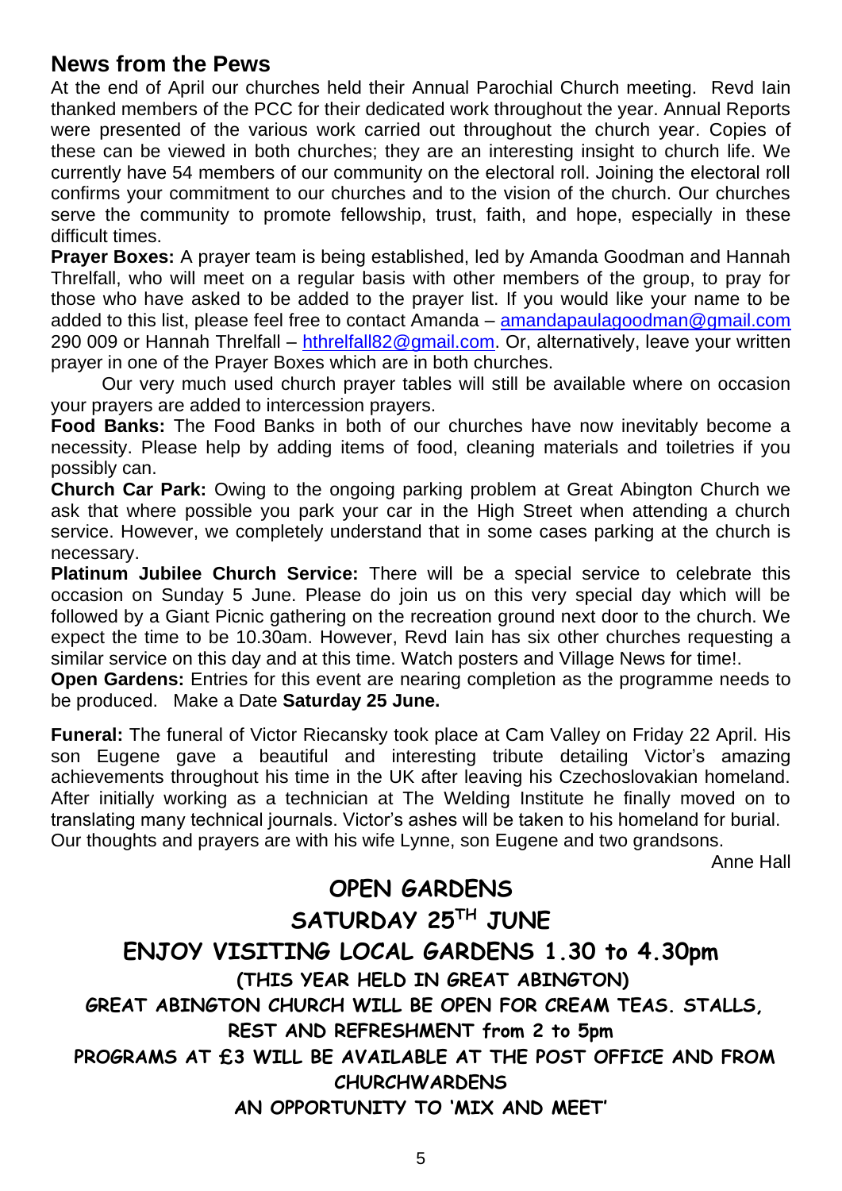## News from the Pews

At the end of April our churches held their Annual Parochial Church meeting. Revd Iain thanked members of the PCC for their dedicated work throughout the year. Annual Reports were presented of the various work carried out throughout the church year. Copies of these can be viewed in both churches; they are an interesting insight to church life. We currently have 54 members of our community on the electoral roll. Joining the electoral roll confirms your commitment to our churches and to the vision of the church. Our churches serve the community to promote fellowship, trust, faith, and hope, especially in these difficult times.

**Prayer Boxes:** A prayer team is being established, led by Amanda Goodman and Hannah Threlfall, who will meet on a regular basis with other members of the group, to pray for those who have asked to be added to the prayer list. If you would like your name to be added to this list, please feel free to contact Amanda – amandapaulagoodman@gmail.com 290 009 or Hannah Threlfall – hthrelfall82@gmail.com. Or, alternatively, leave your written prayer in one of the Prayer Boxes which are in both churches.

Our very much used church prayer tables will still be available where on occasion your prayers are added to intercession prayers.

**Food Banks:** The Food Banks in both of our churches have now inevitably become a necessity. Please help by adding items of food, cleaning materials and toiletries if you possibly can.

**Church Car Park:** Owing to the ongoing parking problem at Great Abington Church we ask that where possible you park your car in the High Street when attending a church service. However, we completely understand that in some cases parking at the church is necessary.

**Platinum Jubilee Church Service:** There will be a special service to celebrate this occasion on Sunday 5 June. Please do join us on this very special day which will be followed by a Giant Picnic gathering on the recreation ground next door to the church. We expect the time to be 10.30am. However, Revd Iain has six other churches requesting a similar service on this day and at this time. Watch posters and Village News for time!.

**Open Gardens:** Entries for this event are nearing completion as the programme needs to be produced. Make a Date **Saturday 25 June.**

**Funeral:** The funeral of Victor Riecansky took place at Cam Valley on Friday 22 April. His son Eugene gave a beautiful and interesting tribute detailing Victor's amazing achievements throughout his time in the UK after leaving his Czechoslovakian homeland. After initially working as a technician at The Welding Institute he finally moved on to translating many technical journals. Victor's ashes will be taken to his homeland for burial. Our thoughts and prayers are with his wife Lynne, son Eugene and two grandsons.

Anne Hall

## OPEN GARDENS

## SATURDAY 25TH JUNE

### ENJOY VISITING LOCAL GARDENS 1.30 to 4.30pm

**(THIS YEAR HELD IN GREAT ABINGTON)**

**GREAT ABINGTON CHURCH WILL BE OPEN FOR CREAM TEAS. STALLS, REST AND REFRESHMENT from 2 to 5pm**

**PROGRAMS AT £3 WILL BE AVAILABLE AT THE POST OFFICE AND FROM CHURCHWARDENS**

**AN OPPORTUNITY TO 'MIX AND MEET'**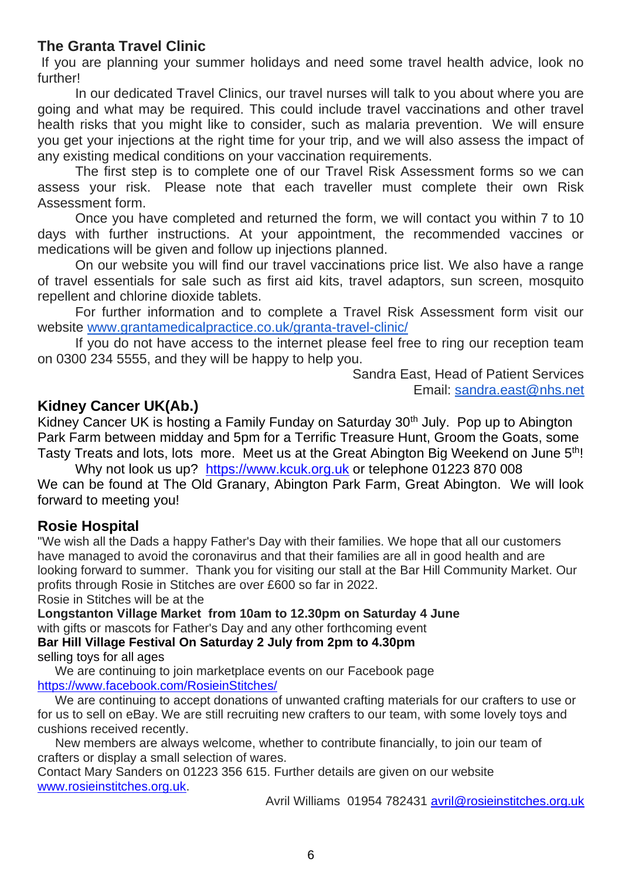## The Granta Travel Clinic

If you are planning your summer holidays and need some travel health advice, look no further!

In our dedicated Travel Clinics, our travel nurses will talk to you about where you are going and what may be required. This could include travel vaccinations and other travel health risks that you might like to consider, such as malaria prevention. We will ensure you get your injections at the right time for your trip, and we will also assess the impact of any existing medical conditions on your vaccination requirements.

The first step is to complete one of our Travel Risk Assessment forms so we can assess your risk. Please note that each traveller must complete their own Risk Assessment form.

Once you have completed and returned the form, we will contact you within 7 to 10 days with further instructions. At your appointment, the recommended vaccines or medications will be given and follow up injections planned.

On our website you will find our travel vaccinations price list. We also have a range of travel essentials for sale such as first aid kits, travel adaptors, sun screen, mosquito repellent and chlorine dioxide tablets.

For further information and to complete a Travel Risk Assessment form visit our website www.grantamedicalpractice.co.uk/granta-travel-clinic/

If you do not have access to the internet please feel free to ring our reception team on 0300 234 5555, and they will be happy to help you.

Sandra East, Head of Patient Services
Email: sandra.east@nhs.net

## Kidney Cancer UK(Ab.)

Kidney Cancer UK is hosting a Family Funday on Saturday 30th July. Pop up to Abington Park Farm between midday and 5pm for a Terrific Treasure Hunt, Groom the Goats, some Tasty Treats and lots, lots more. Meet us at the Great Abington Big Weekend on June 5th!

Why not look us up? https://www.kcuk.org.uk or telephone 01223 870 008

We can be found at The Old Granary, Abington Park Farm, Great Abington. We will look forward to meeting you!

## Rosie Hospital

"We wish all the Dads a happy Father's Day with their families. We hope that all our customers have managed to avoid the coronavirus and that their families are all in good health and are looking forward to summer. Thank you for visiting our stall at the Bar Hill Community Market. Our profits through Rosie in Stitches are over £600 so far in 2022.

Rosie in Stitches will be at the

**Longstanton Village Market from 10am to 12.30pm on Saturday 4 June**

with gifts or mascots for Father's Day and any other forthcoming event

**Bar Hill Village Festival On Saturday 2 July from 2pm to 4.30pm**

selling toys for all ages

We are continuing to join marketplace events on our Facebook page https://www.facebook.com/RosieinStitches/

We are continuing to accept donations of unwanted crafting materials for our crafters to use or for us to sell on eBay. We are still recruiting new crafters to our team, with some lovely toys and cushions received recently.

New members are always welcome, whether to contribute financially, to join our team of crafters or display a small selection of wares.

Contact Mary Sanders on 01223 356 615. Further details are given on our website www.rosieinstitches.org.uk.

Avril Williams 01954 782431 avril@rosieinstitches.org.uk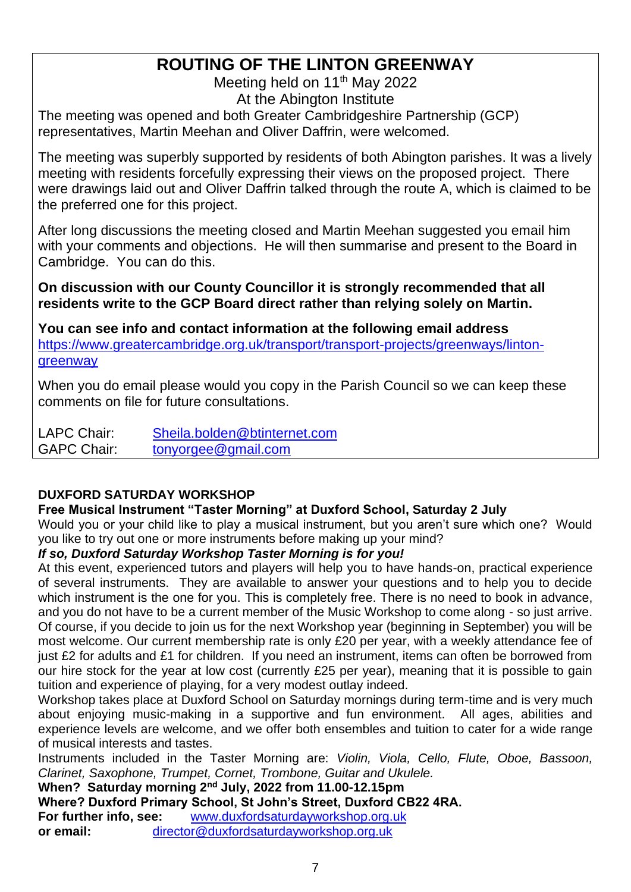# ROUTING OF THE LINTON GREENWAY

Meeting held on 11th May 2022

At the Abington Institute

The meeting was opened and both Greater Cambridgeshire Partnership (GCP) representatives, Martin Meehan and Oliver Daffrin, were welcomed.

The meeting was superbly supported by residents of both Abington parishes. It was a lively meeting with residents forcefully expressing their views on the proposed project. There were drawings laid out and Oliver Daffrin talked through the route A, which is claimed to be the preferred one for this project.

After long discussions the meeting closed and Martin Meehan suggested you email him with your comments and objections. He will then summarise and present to the Board in Cambridge. You can do this.

**On discussion with our County Councillor it is strongly recommended that all residents write to the GCP Board direct rather than relying solely on Martin.**

**You can see info and contact information at the following email address**
https://www.greatercambridge.org.uk/transport/transport-projects/greenways/linton-greenway

When you do email please would you copy in the Parish Council so we can keep these comments on file for future consultations.

LAPC Chair: Sheila.bolden@btinternet.com
GAPC Chair: tonyorgee@gmail.com

## DUXFORD SATURDAY WORKSHOP

**Free Musical Instrument "Taster Morning" at Duxford School, Saturday 2 July**

Would you or your child like to play a musical instrument, but you aren't sure which one? Would you like to try out one or more instruments before making up your mind?

***If so, Duxford Saturday Workshop Taster Morning is for you!***

At this event, experienced tutors and players will help you to have hands-on, practical experience of several instruments. They are available to answer your questions and to help you to decide which instrument is the one for you. This is completely free. There is no need to book in advance, and you do not have to be a current member of the Music Workshop to come along - so just arrive. Of course, if you decide to join us for the next Workshop year (beginning in September) you will be most welcome. Our current membership rate is only £20 per year, with a weekly attendance fee of just £2 for adults and £1 for children. If you need an instrument, items can often be borrowed from our hire stock for the year at low cost (currently £25 per year), meaning that it is possible to gain tuition and experience of playing, for a very modest outlay indeed.

Workshop takes place at Duxford School on Saturday mornings during term-time and is very much about enjoying music-making in a supportive and fun environment. All ages, abilities and experience levels are welcome, and we offer both ensembles and tuition to cater for a wide range of musical interests and tastes.

Instruments included in the Taster Morning are: *Violin, Viola, Cello, Flute, Oboe, Bassoon, Clarinet, Saxophone, Trumpet, Cornet, Trombone, Guitar and Ukulele.*

**When? Saturday morning 2nd July, 2022 from 11.00-12.15pm**

**Where? Duxford Primary School, St John's Street, Duxford CB22 4RA.**

**For further info, see:** www.duxfordsaturdayworkshop.org.uk

**or email:** director@duxfordsaturdayworkshop.org.uk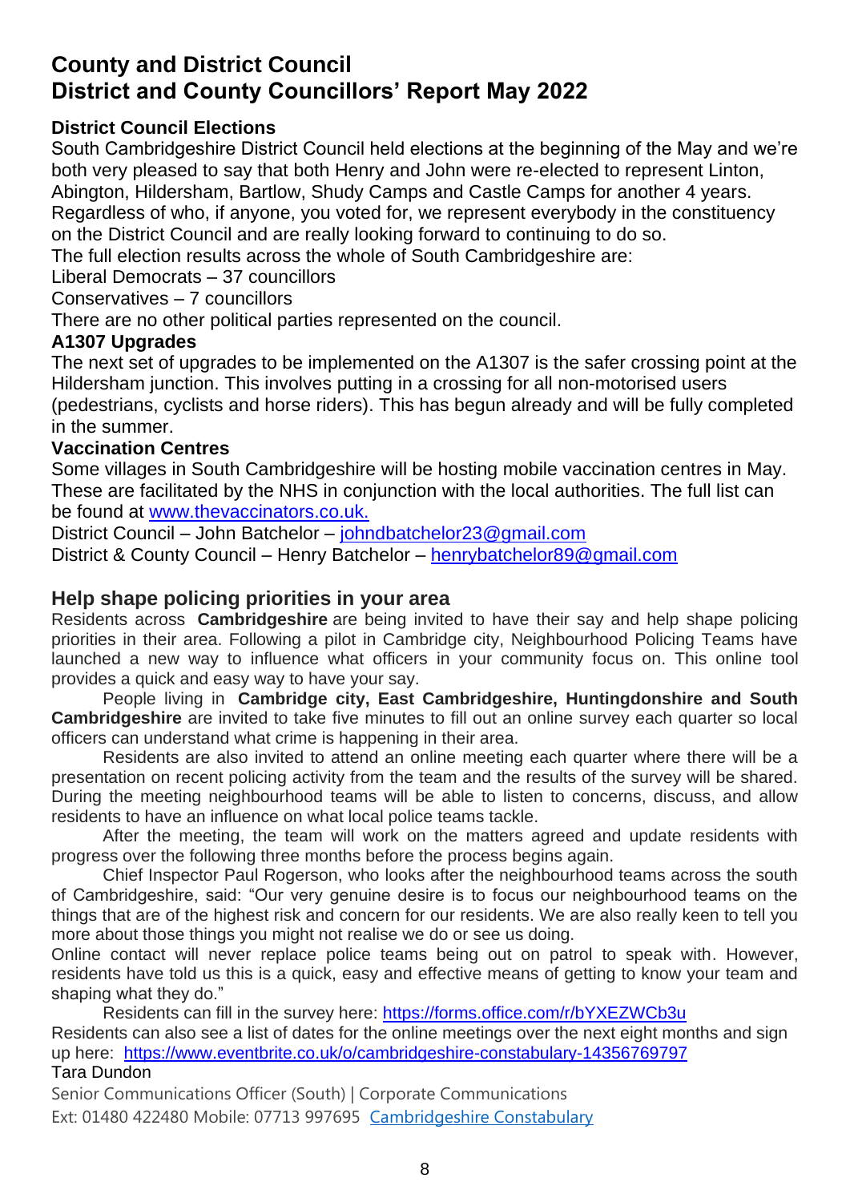# County and District Council

# District and County Councillors' Report May 2022

### District Council Elections

South Cambridgeshire District Council held elections at the beginning of the May and we're both very pleased to say that both Henry and John were re-elected to represent Linton, Abington, Hildersham, Bartlow, Shudy Camps and Castle Camps for another 4 years. Regardless of who, if anyone, you voted for, we represent everybody in the constituency on the District Council and are really looking forward to continuing to do so.

The full election results across the whole of South Cambridgeshire are:

Liberal Democrats – 37 councillors

Conservatives – 7 councillors

There are no other political parties represented on the council.

### A1307 Upgrades

The next set of upgrades to be implemented on the A1307 is the safer crossing point at the Hildersham junction. This involves putting in a crossing for all non-motorised users (pedestrians, cyclists and horse riders). This has begun already and will be fully completed in the summer.

### Vaccination Centres

Some villages in South Cambridgeshire will be hosting mobile vaccination centres in May. These are facilitated by the NHS in conjunction with the local authorities. The full list can be found at www.thevaccinators.co.uk.

District Council – John Batchelor – johndbatchelor23@gmail.com

District & County Council – Henry Batchelor – henrybatchelor89@gmail.com

## Help shape policing priorities in your area

Residents across **Cambridgeshire** are being invited to have their say and help shape policing priorities in their area. Following a pilot in Cambridge city, Neighbourhood Policing Teams have launched a new way to influence what officers in your community focus on. This online tool provides a quick and easy way to have your say.

People living in **Cambridge city, East Cambridgeshire, Huntingdonshire and South Cambridgeshire** are invited to take five minutes to fill out an online survey each quarter so local officers can understand what crime is happening in their area.

Residents are also invited to attend an online meeting each quarter where there will be a presentation on recent policing activity from the team and the results of the survey will be shared. During the meeting neighbourhood teams will be able to listen to concerns, discuss, and allow residents to have an influence on what local police teams tackle.

After the meeting, the team will work on the matters agreed and update residents with progress over the following three months before the process begins again.

Chief Inspector Paul Rogerson, who looks after the neighbourhood teams across the south of Cambridgeshire, said: "Our very genuine desire is to focus our neighbourhood teams on the things that are of the highest risk and concern for our residents. We are also really keen to tell you more about those things you might not realise we do or see us doing.

Online contact will never replace police teams being out on patrol to speak with. However, residents have told us this is a quick, easy and effective means of getting to know your team and shaping what they do."

Residents can fill in the survey here: https://forms.office.com/r/bYXEZWCb3u

Residents can also see a list of dates for the online meetings over the next eight months and sign up here: https://www.eventbrite.co.uk/o/cambridgeshire-constabulary-14356769797

Tara Dundon

Senior Communications Officer (South) | Corporate Communications

Ext: 01480 422480 Mobile: 07713 997695 Cambridgeshire Constabulary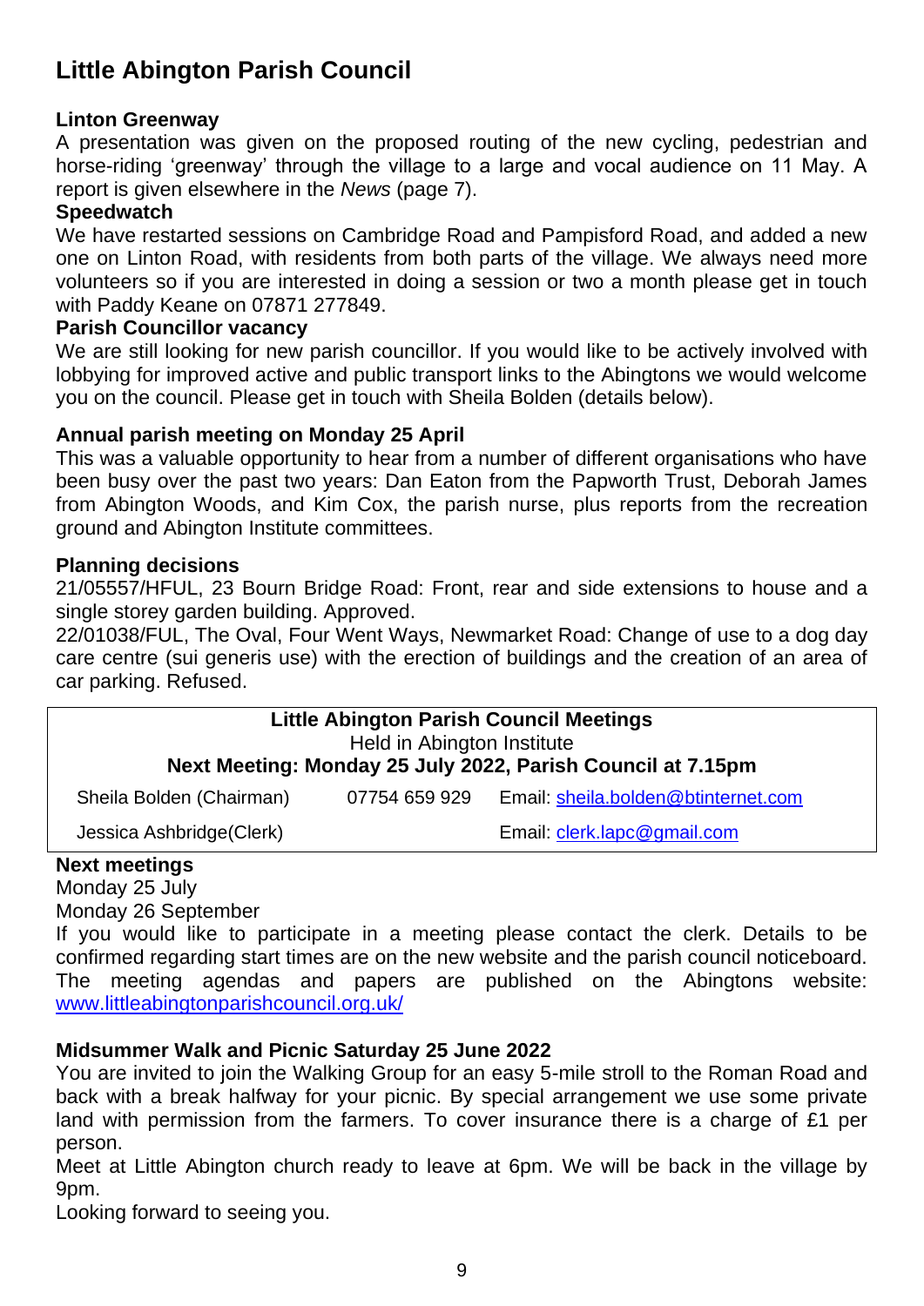# Little Abington Parish Council

### Linton Greenway

A presentation was given on the proposed routing of the new cycling, pedestrian and horse-riding 'greenway' through the village to a large and vocal audience on 11 May. A report is given elsewhere in the *News* (page 7).

### Speedwatch

We have restarted sessions on Cambridge Road and Pampisford Road, and added a new one on Linton Road, with residents from both parts of the village. We always need more volunteers so if you are interested in doing a session or two a month please get in touch with Paddy Keane on 07871 277849.

### Parish Councillor vacancy

We are still looking for new parish councillor. If you would like to be actively involved with lobbying for improved active and public transport links to the Abingtons we would welcome you on the council. Please get in touch with Sheila Bolden (details below).

### Annual parish meeting on Monday 25 April

This was a valuable opportunity to hear from a number of different organisations who have been busy over the past two years: Dan Eaton from the Papworth Trust, Deborah James from Abington Woods, and Kim Cox, the parish nurse, plus reports from the recreation ground and Abington Institute committees.

### Planning decisions

21/05557/HFUL, 23 Bourn Bridge Road: Front, rear and side extensions to house and a single storey garden building. Approved.

22/01038/FUL, The Oval, Four Went Ways, Newmarket Road: Change of use to a dog day care centre (sui generis use) with the erection of buildings and the creation of an area of car parking. Refused.

**Little Abington Parish Council Meetings**
Held in Abington Institute
**Next Meeting: Monday 25 July 2022, Parish Council at 7.15pm**

| | | |
|---|---|---|
| Sheila Bolden (Chairman) | 07754 659 929 | Email: sheila.bolden@btinternet.com |
| Jessica Ashbridge(Clerk) | | Email: clerk.lapc@gmail.com |

### Next meetings

Monday 25 July
Monday 26 September

If you would like to participate in a meeting please contact the clerk. Details to be confirmed regarding start times are on the new website and the parish council noticeboard. The meeting agendas and papers are published on the Abingtons website: www.littleabingtonparishcouncil.org.uk/

### Midsummer Walk and Picnic Saturday 25 June 2022

You are invited to join the Walking Group for an easy 5-mile stroll to the Roman Road and back with a break halfway for your picnic. By special arrangement we use some private land with permission from the farmers. To cover insurance there is a charge of £1 per person.

Meet at Little Abington church ready to leave at 6pm. We will be back in the village by 9pm.

Looking forward to seeing you.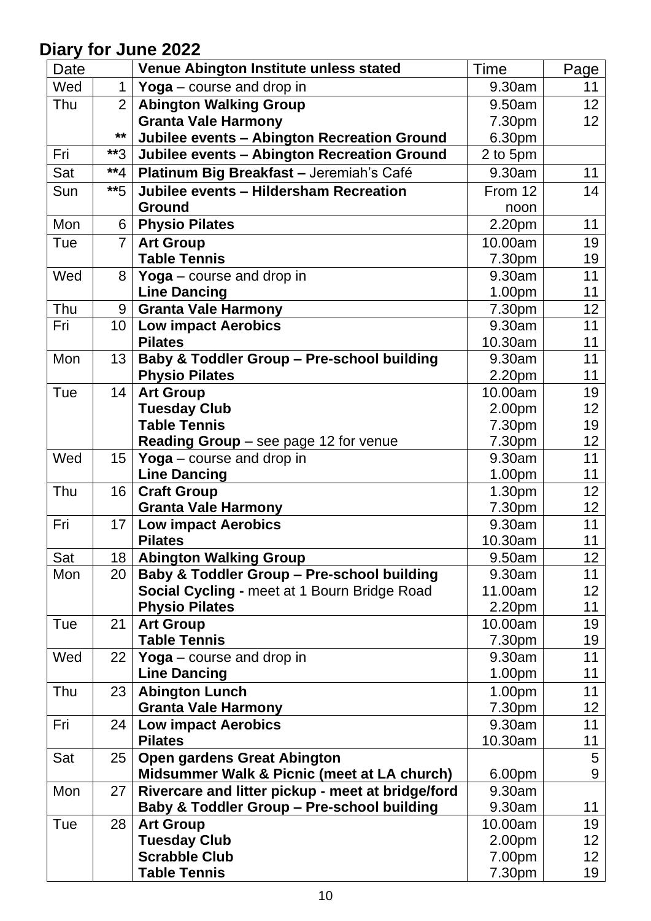## Diary for June 2022

| Date | | Venue Abington Institute unless stated | Time | Page |
|---|---|---|---|---|
| Wed | 1 | **Yoga** – course and drop in | 9.30am | 11 |
| Thu | 2 | **Abington Walking Group** | 9.50am | 12 |
| | | **Granta Vale Harmony** | 7.30pm | 12 |
| | ** | **Jubilee events – Abington Recreation Ground** | 6.30pm | |
| Fri | **3 | **Jubilee events – Abington Recreation Ground** | 2 to 5pm | |
| Sat | **4 | **Platinum Big Breakfast –** Jeremiah's Café | 9.30am | 11 |
| Sun | **5 | **Jubilee events – Hildersham Recreation Ground** | From 12 noon | 14 |
| Mon | 6 | **Physio Pilates** | 2.20pm | 11 |
| Tue | 7 | **Art Group** | 10.00am | 19 |
| | | **Table Tennis** | 7.30pm | 19 |
| Wed | 8 | **Yoga** – course and drop in | 9.30am | 11 |
| | | **Line Dancing** | 1.00pm | 11 |
| Thu | 9 | **Granta Vale Harmony** | 7.30pm | 12 |
| Fri | 10 | **Low impact Aerobics** | 9.30am | 11 |
| | | **Pilates** | 10.30am | 11 |
| Mon | 13 | **Baby & Toddler Group – Pre-school building** | 9.30am | 11 |
| | | **Physio Pilates** | 2.20pm | 11 |
| Tue | 14 | **Art Group** | 10.00am | 19 |
| | | **Tuesday Club** | 2.00pm | 12 |
| | | **Table Tennis** | 7.30pm | 19 |
| | | **Reading Group** – see page 12 for venue | 7.30pm | 12 |
| Wed | 15 | **Yoga** – course and drop in | 9.30am | 11 |
| | | **Line Dancing** | 1.00pm | 11 |
| Thu | 16 | **Craft Group** | 1.30pm | 12 |
| | | **Granta Vale Harmony** | 7.30pm | 12 |
| Fri | 17 | **Low impact Aerobics** | 9.30am | 11 |
| | | **Pilates** | 10.30am | 11 |
| Sat | 18 | **Abington Walking Group** | 9.50am | 12 |
| Mon | 20 | **Baby & Toddler Group – Pre-school building** | 9.30am | 11 |
| | | **Social Cycling -** meet at 1 Bourn Bridge Road | 11.00am | 12 |
| | | **Physio Pilates** | 2.20pm | 11 |
| Tue | 21 | **Art Group** | 10.00am | 19 |
| | | **Table Tennis** | 7.30pm | 19 |
| Wed | 22 | **Yoga** – course and drop in | 9.30am | 11 |
| | | **Line Dancing** | 1.00pm | 11 |
| Thu | 23 | **Abington Lunch** | 1.00pm | 11 |
| | | **Granta Vale Harmony** | 7.30pm | 12 |
| Fri | 24 | **Low impact Aerobics** | 9.30am | 11 |
| | | **Pilates** | 10.30am | 11 |
| Sat | 25 | **Open gardens Great Abington** | | 5 |
| | | **Midsummer Walk & Picnic (meet at LA church)** | 6.00pm | 9 |
| Mon | 27 | **Rivercare and litter pickup - meet at bridge/ford** | 9.30am | |
| | | **Baby & Toddler Group – Pre-school building** | 9.30am | 11 |
| Tue | 28 | **Art Group** | 10.00am | 19 |
| | | **Tuesday Club** | 2.00pm | 12 |
| | | **Scrabble Club** | 7.00pm | 12 |
| | | **Table Tennis** | 7.30pm | 19 |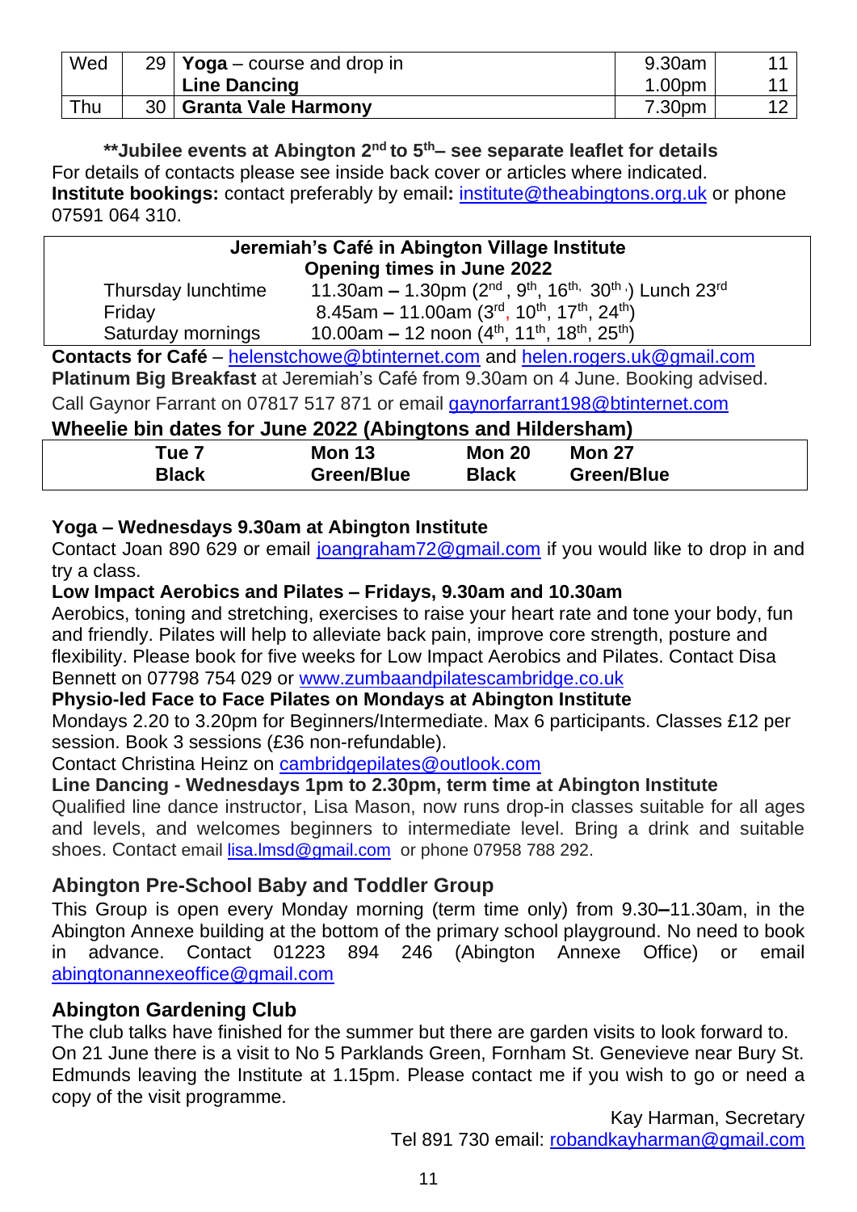| Wed | 29 | **Yoga** – course and drop in | 9.30am | 11 |
|---|---|---|---|---|
| | | **Line Dancing** | 1.00pm | 11 |
| Thu | 30 | **Granta Vale Harmony** | 7.30pm | 12 |

**\*\*Jubilee events at Abington 2nd to 5th– see separate leaflet for details**

For details of contacts please see inside back cover or articles where indicated.

**Institute bookings:** contact preferably by email**:** institute@theabingtons.org.uk or phone 07591 064 310.

| Jeremiah's Café in Abington Village Institute Opening times in June 2022 | |
|---|---|
| Thursday lunchtime | 11.30am – 1.30pm (2nd, 9th, 16th, 30th) Lunch 23rd |
| Friday | 8.45am – 11.00am (3rd, 10th, 17th, 24th) |
| Saturday mornings | 10.00am – 12 noon (4th, 11th, 18th, 25th) |

**Contacts for Café** – helenstchowe@btinternet.com and helen.rogers.uk@gmail.com

**Platinum Big Breakfast** at Jeremiah's Café from 9.30am on 4 June. Booking advised. Call Gaynor Farrant on 07817 517 871 or email gaynorfarrant198@btinternet.com

**Wheelie bin dates for June 2022 (Abingtons and Hildersham)**

| Tue 7 | Mon 13 | Mon 20 | Mon 27 |
|---|---|---|---|
| Black | Green/Blue | Black | Green/Blue |

**Yoga – Wednesdays 9.30am at Abington Institute**

Contact Joan 890 629 or email joangraham72@gmail.com if you would like to drop in and try a class.

**Low Impact Aerobics and Pilates – Fridays, 9.30am and 10.30am**

Aerobics, toning and stretching, exercises to raise your heart rate and tone your body, fun and friendly. Pilates will help to alleviate back pain, improve core strength, posture and flexibility. Please book for five weeks for Low Impact Aerobics and Pilates. Contact Disa Bennett on 07798 754 029 or www.zumbaandpilatescambridge.co.uk

**Physio-led Face to Face Pilates on Mondays at Abington Institute**

Mondays 2.20 to 3.20pm for Beginners/Intermediate. Max 6 participants. Classes £12 per session. Book 3 sessions (£36 non-refundable).

Contact Christina Heinz on cambridgepilates@outlook.com

**Line Dancing - Wednesdays 1pm to 2.30pm, term time at Abington Institute**

Qualified line dance instructor, Lisa Mason, now runs drop-in classes suitable for all ages and levels, and welcomes beginners to intermediate level. Bring a drink and suitable shoes. Contact email lisa.lmsd@gmail.com or phone 07958 788 292.

## Abington Pre-School Baby and Toddler Group

This Group is open every Monday morning (term time only) from 9.30–11.30am, in the Abington Annexe building at the bottom of the primary school playground. No need to book in advance. Contact 01223 894 246 (Abington Annexe Office) or email abingtonannexeoffice@gmail.com

## Abington Gardening Club

The club talks have finished for the summer but there are garden visits to look forward to. On 21 June there is a visit to No 5 Parklands Green, Fornham St. Genevieve near Bury St. Edmunds leaving the Institute at 1.15pm. Please contact me if you wish to go or need a copy of the visit programme.

Kay Harman, Secretary
Tel 891 730 email: robandkayharman@gmail.com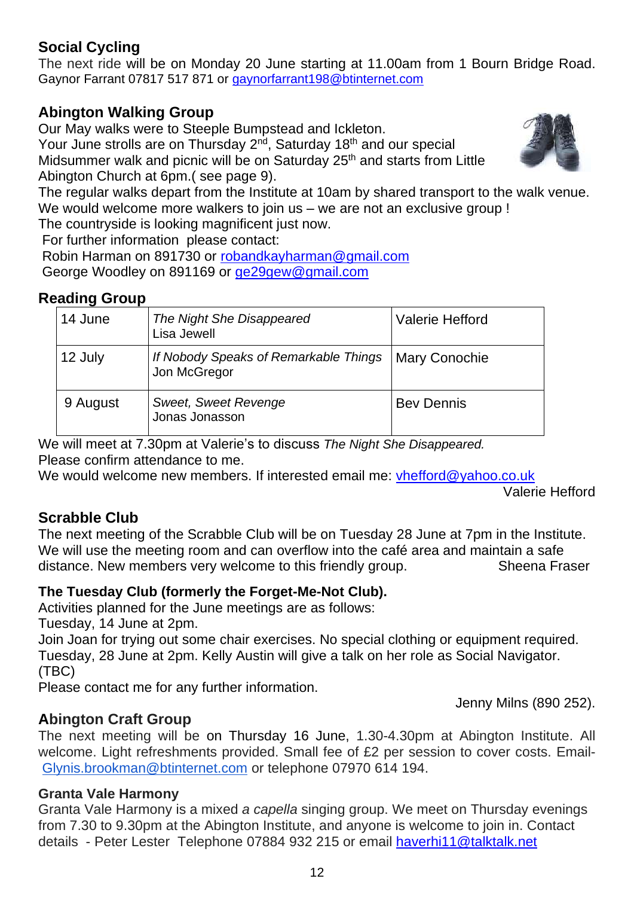## Social Cycling

The next ride will be on Monday 20 June starting at 11.00am from 1 Bourn Bridge Road. Gaynor Farrant 07817 517 871 or gaynorfarrant198@btinternet.com

## Abington Walking Group

Our May walks were to Steeple Bumpstead and Ickleton.
Your June strolls are on Thursday 2nd, Saturday 18th and our special Midsummer walk and picnic will be on Saturday 25th and starts from Little Abington Church at 6pm.( see page 9).
The regular walks depart from the Institute at 10am by shared transport to the walk venue. We would welcome more walkers to join us – we are not an exclusive group !
The countryside is looking magnificent just now.
For further information please contact:
Robin Harman on 891730 or robandkayharman@gmail.com
George Woodley on 891169 or ge29gew@gmail.com

## Reading Group

| | | |
|---|---|---|
| 14 June | *The Night She Disappeared* Lisa Jewell | Valerie Hefford |
| 12 July | *If Nobody Speaks of Remarkable Things* Jon McGregor | Mary Conochie |
| 9 August | *Sweet, Sweet Revenge* Jonas Jonasson | Bev Dennis |

We will meet at 7.30pm at Valerie's to discuss *The Night She Disappeared.*
Please confirm attendance to me.
We would welcome new members. If interested email me: vhefford@yahoo.co.uk

Valerie Hefford

## Scrabble Club

The next meeting of the Scrabble Club will be on Tuesday 28 June at 7pm in the Institute. We will use the meeting room and can overflow into the café area and maintain a safe distance. New members very welcome to this friendly group. Sheena Fraser

## The Tuesday Club (formerly the Forget-Me-Not Club).

Activities planned for the June meetings are as follows:
Tuesday, 14 June at 2pm.
Join Joan for trying out some chair exercises. No special clothing or equipment required.
Tuesday, 28 June at 2pm. Kelly Austin will give a talk on her role as Social Navigator. (TBC)
Please contact me for any further information.

Jenny Milns (890 252).

## Abington Craft Group

The next meeting will be on Thursday 16 June, 1.30-4.30pm at Abington Institute. All welcome. Light refreshments provided. Small fee of £2 per session to cover costs. Email- Glynis.brookman@btinternet.com or telephone 07970 614 194.

## Granta Vale Harmony

Granta Vale Harmony is a mixed *a capella* singing group. We meet on Thursday evenings from 7.30 to 9.30pm at the Abington Institute, and anyone is welcome to join in. Contact details - Peter Lester Telephone 07884 932 215 or email haverhi11@talktalk.net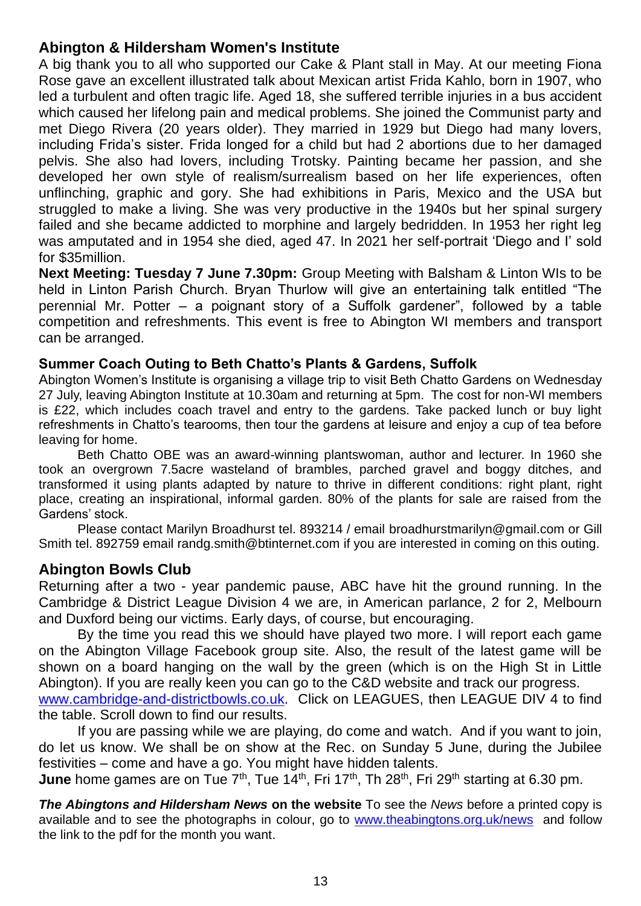## Abington & Hildersham Women's Institute

A big thank you to all who supported our Cake & Plant stall in May. At our meeting Fiona Rose gave an excellent illustrated talk about Mexican artist Frida Kahlo, born in 1907, who led a turbulent and often tragic life. Aged 18, she suffered terrible injuries in a bus accident which caused her lifelong pain and medical problems. She joined the Communist party and met Diego Rivera (20 years older). They married in 1929 but Diego had many lovers, including Frida's sister. Frida longed for a child but had 2 abortions due to her damaged pelvis. She also had lovers, including Trotsky. Painting became her passion, and she developed her own style of realism/surrealism based on her life experiences, often unflinching, graphic and gory. She had exhibitions in Paris, Mexico and the USA but struggled to make a living. She was very productive in the 1940s but her spinal surgery failed and she became addicted to morphine and largely bedridden. In 1953 her right leg was amputated and in 1954 she died, aged 47. In 2021 her self-portrait 'Diego and I' sold for $35million.

**Next Meeting: Tuesday 7 June 7.30pm:** Group Meeting with Balsham & Linton WIs to be held in Linton Parish Church. Bryan Thurlow will give an entertaining talk entitled "The perennial Mr. Potter – a poignant story of a Suffolk gardener", followed by a table competition and refreshments. This event is free to Abington WI members and transport can be arranged.

### Summer Coach Outing to Beth Chatto's Plants & Gardens, Suffolk

Abington Women's Institute is organising a village trip to visit Beth Chatto Gardens on Wednesday 27 July, leaving Abington Institute at 10.30am and returning at 5pm. The cost for non-WI members is £22, which includes coach travel and entry to the gardens. Take packed lunch or buy light refreshments in Chatto's tearooms, then tour the gardens at leisure and enjoy a cup of tea before leaving for home.

Beth Chatto OBE was an award-winning plantswoman, author and lecturer. In 1960 she took an overgrown 7.5acre wasteland of brambles, parched gravel and boggy ditches, and transformed it using plants adapted by nature to thrive in different conditions: right plant, right place, creating an inspirational, informal garden. 80% of the plants for sale are raised from the Gardens' stock.

Please contact Marilyn Broadhurst tel. 893214 / email broadhurstmarilyn@gmail.com or Gill Smith tel. 892759 email randg.smith@btinternet.com if you are interested in coming on this outing.

## Abington Bowls Club

Returning after a two - year pandemic pause, ABC have hit the ground running. In the Cambridge & District League Division 4 we are, in American parlance, 2 for 2, Melbourn and Duxford being our victims. Early days, of course, but encouraging.

By the time you read this we should have played two more. I will report each game on the Abington Village Facebook group site. Also, the result of the latest game will be shown on a board hanging on the wall by the green (which is on the High St in Little Abington). If you are really keen you can go to the C&D website and track our progress. www.cambridge-and-districtbowls.co.uk. Click on LEAGUES, then LEAGUE DIV 4 to find the table. Scroll down to find our results.

If you are passing while we are playing, do come and watch. And if you want to join, do let us know. We shall be on show at the Rec. on Sunday 5 June, during the Jubilee festivities – come and have a go. You might have hidden talents.

**June** home games are on Tue 7th, Tue 14th, Fri 17th, Th 28th, Fri 29th starting at 6.30 pm.

***The Abingtons and Hildersham News* on the website** To see the *News* before a printed copy is available and to see the photographs in colour, go to www.theabingtons.org.uk/news and follow the link to the pdf for the month you want.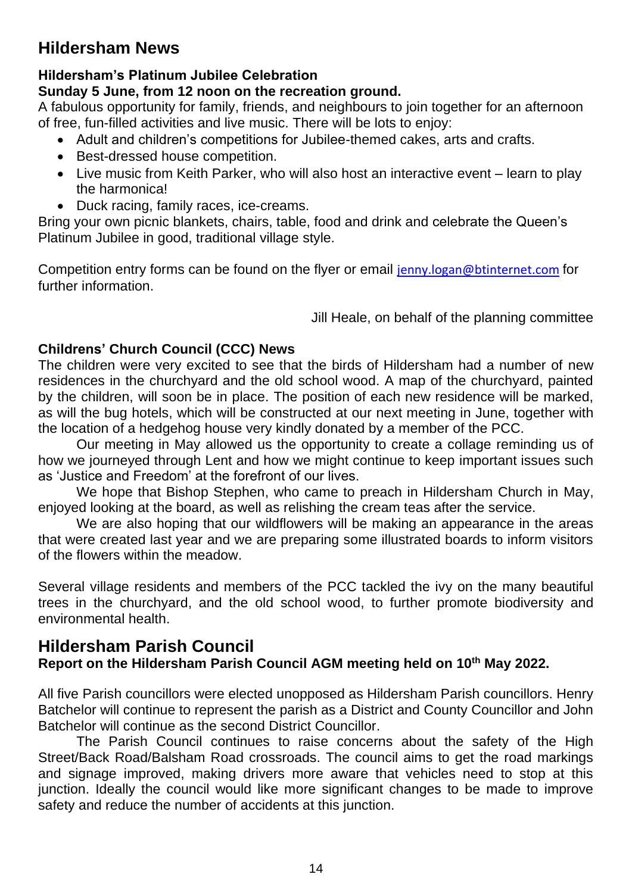# Hildersham News

### Hildersham's Platinum Jubilee Celebration

**Sunday 5 June, from 12 noon on the recreation ground.**

A fabulous opportunity for family, friends, and neighbours to join together for an afternoon of free, fun-filled activities and live music. There will be lots to enjoy:

- Adult and children's competitions for Jubilee-themed cakes, arts and crafts.
- Best-dressed house competition.
- Live music from Keith Parker, who will also host an interactive event – learn to play the harmonica!
- Duck racing, family races, ice-creams.

Bring your own picnic blankets, chairs, table, food and drink and celebrate the Queen's Platinum Jubilee in good, traditional village style.

Competition entry forms can be found on the flyer or email jenny.logan@btinternet.com for further information.

Jill Heale, on behalf of the planning committee

### Childrens' Church Council (CCC) News

The children were very excited to see that the birds of Hildersham had a number of new residences in the churchyard and the old school wood. A map of the churchyard, painted by the children, will soon be in place. The position of each new residence will be marked, as will the bug hotels, which will be constructed at our next meeting in June, together with the location of a hedgehog house very kindly donated by a member of the PCC.

Our meeting in May allowed us the opportunity to create a collage reminding us of how we journeyed through Lent and how we might continue to keep important issues such as 'Justice and Freedom' at the forefront of our lives.

We hope that Bishop Stephen, who came to preach in Hildersham Church in May, enjoyed looking at the board, as well as relishing the cream teas after the service.

We are also hoping that our wildflowers will be making an appearance in the areas that were created last year and we are preparing some illustrated boards to inform visitors of the flowers within the meadow.

Several village residents and members of the PCC tackled the ivy on the many beautiful trees in the churchyard, and the old school wood, to further promote biodiversity and environmental health.

# Hildersham Parish Council

### Report on the Hildersham Parish Council AGM meeting held on 10th May 2022.

All five Parish councillors were elected unopposed as Hildersham Parish councillors. Henry Batchelor will continue to represent the parish as a District and County Councillor and John Batchelor will continue as the second District Councillor.

The Parish Council continues to raise concerns about the safety of the High Street/Back Road/Balsham Road crossroads. The council aims to get the road markings and signage improved, making drivers more aware that vehicles need to stop at this junction. Ideally the council would like more significant changes to be made to improve safety and reduce the number of accidents at this junction.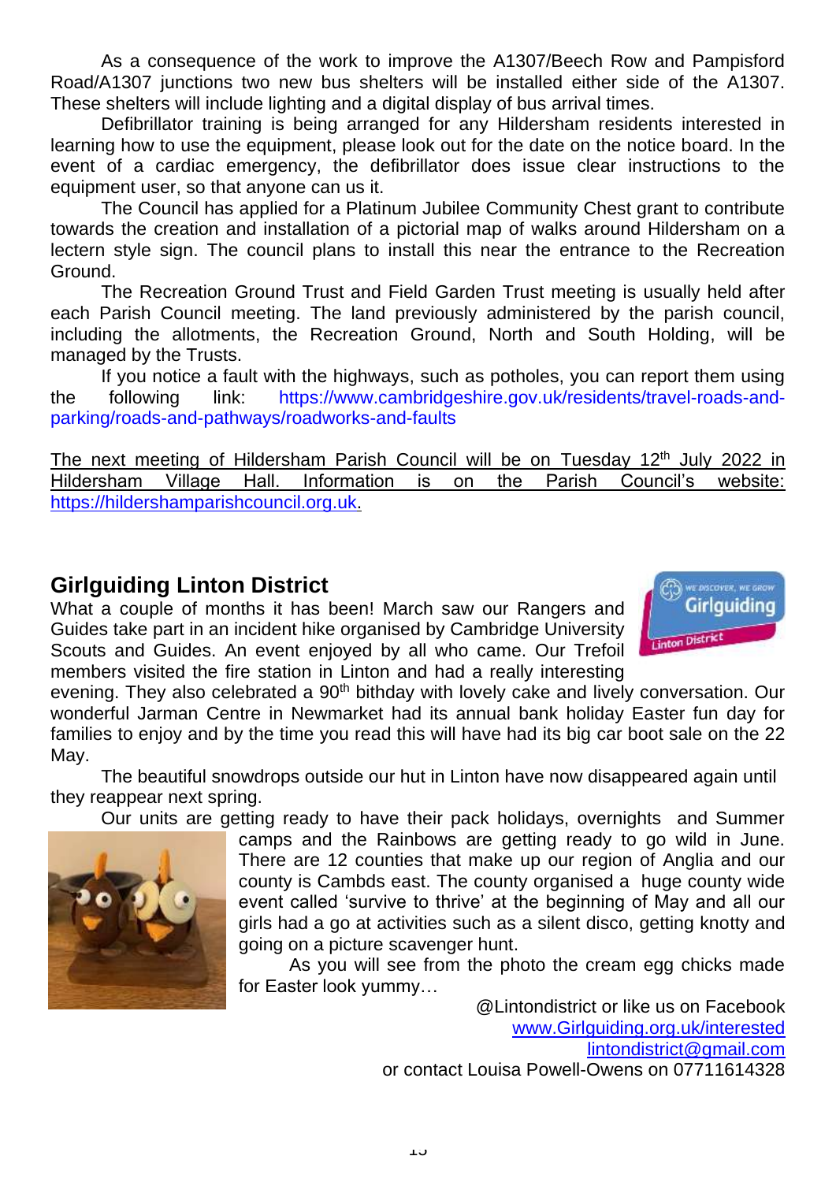As a consequence of the work to improve the A1307/Beech Row and Pampisford Road/A1307 junctions two new bus shelters will be installed either side of the A1307. These shelters will include lighting and a digital display of bus arrival times.

Defibrillator training is being arranged for any Hildersham residents interested in learning how to use the equipment, please look out for the date on the notice board. In the event of a cardiac emergency, the defibrillator does issue clear instructions to the equipment user, so that anyone can us it.

The Council has applied for a Platinum Jubilee Community Chest grant to contribute towards the creation and installation of a pictorial map of walks around Hildersham on a lectern style sign. The council plans to install this near the entrance to the Recreation Ground.

The Recreation Ground Trust and Field Garden Trust meeting is usually held after each Parish Council meeting. The land previously administered by the parish council, including the allotments, the Recreation Ground, North and South Holding, will be managed by the Trusts.

If you notice a fault with the highways, such as potholes, you can report them using the following link: https://www.cambridgeshire.gov.uk/residents/travel-roads-and-parking/roads-and-pathways/roadworks-and-faults

The next meeting of Hildersham Parish Council will be on Tuesday 12th July 2022 in Hildersham Village Hall. Information is on the Parish Council's website: https://hildershamparishcouncil.org.uk.

## Girlguiding Linton District

What a couple of months it has been! March saw our Rangers and Guides take part in an incident hike organised by Cambridge University Scouts and Guides. An event enjoyed by all who came. Our Trefoil members visited the fire station in Linton and had a really interesting evening. They also celebrated a 90th bithday with lovely cake and lively conversation. Our wonderful Jarman Centre in Newmarket had its annual bank holiday Easter fun day for families to enjoy and by the time you read this will have had its big car boot sale on the 22 May.

The beautiful snowdrops outside our hut in Linton have now disappeared again until they reappear next spring.

Our units are getting ready to have their pack holidays, overnights and Summer camps and the Rainbows are getting ready to go wild in June. There are 12 counties that make up our region of Anglia and our county is Cambds east. The county organised a huge county wide event called 'survive to thrive' at the beginning of May and all our girls had a go at activities such as a silent disco, getting knotty and going on a picture scavenger hunt.

As you will see from the photo the cream egg chicks made for Easter look yummy…

@Lintondistrict or like us on Facebook
www.Girlguiding.org.uk/interested
lintondistrict@gmail.com
or contact Louisa Powell-Owens on 07711614328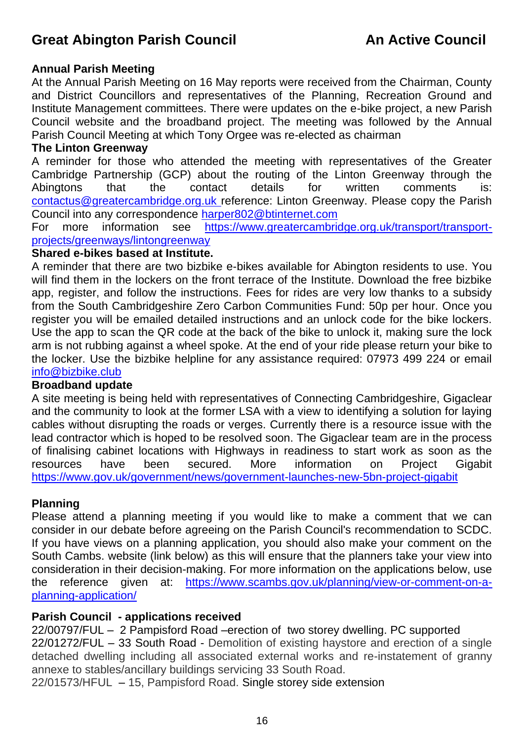# Great Abington Parish Council — An Active Council

**Annual Parish Meeting**

At the Annual Parish Meeting on 16 May reports were received from the Chairman, County and District Councillors and representatives of the Planning, Recreation Ground and Institute Management committees. There were updates on the e-bike project, a new Parish Council website and the broadband project. The meeting was followed by the Annual Parish Council Meeting at which Tony Orgee was re-elected as chairman

**The Linton Greenway**

A reminder for those who attended the meeting with representatives of the Greater Cambridge Partnership (GCP) about the routing of the Linton Greenway through the Abingtons that the contact details for written comments is: contactus@greatercambridge.org.uk reference: Linton Greenway. Please copy the Parish Council into any correspondence harper802@btinternet.com

For more information see https://www.greatercambridge.org.uk/transport/transport-projects/greenways/lintongreenway

**Shared e-bikes based at Institute.**

A reminder that there are two bizbike e-bikes available for Abington residents to use. You will find them in the lockers on the front terrace of the Institute. Download the free bizbike app, register, and follow the instructions. Fees for rides are very low thanks to a subsidy from the South Cambridgeshire Zero Carbon Communities Fund: 50p per hour. Once you register you will be emailed detailed instructions and an unlock code for the bike lockers. Use the app to scan the QR code at the back of the bike to unlock it, making sure the lock arm is not rubbing against a wheel spoke. At the end of your ride please return your bike to the locker. Use the bizbike helpline for any assistance required: 07973 499 224 or email info@bizbike.club

**Broadband update**

A site meeting is being held with representatives of Connecting Cambridgeshire, Gigaclear and the community to look at the former LSA with a view to identifying a solution for laying cables without disrupting the roads or verges. Currently there is a resource issue with the lead contractor which is hoped to be resolved soon. The Gigaclear team are in the process of finalising cabinet locations with Highways in readiness to start work as soon as the resources have been secured. More information on Project Gigabit https://www.gov.uk/government/news/government-launches-new-5bn-project-gigabit

**Planning**

Please attend a planning meeting if you would like to make a comment that we can consider in our debate before agreeing on the Parish Council's recommendation to SCDC. If you have views on a planning application, you should also make your comment on the South Cambs. website (link below) as this will ensure that the planners take your view into consideration in their decision-making. For more information on the applications below, use the reference given at: https://www.scambs.gov.uk/planning/view-or-comment-on-a-planning-application/

**Parish Council - applications received**

22/00797/FUL – 2 Pampisford Road –erection of two storey dwelling. PC supported

22/01272/FUL – 33 South Road - Demolition of existing haystore and erection of a single detached dwelling including all associated external works and re-instatement of granny annexe to stables/ancillary buildings servicing 33 South Road.

22/01573/HFUL – 15, Pampisford Road. Single storey side extension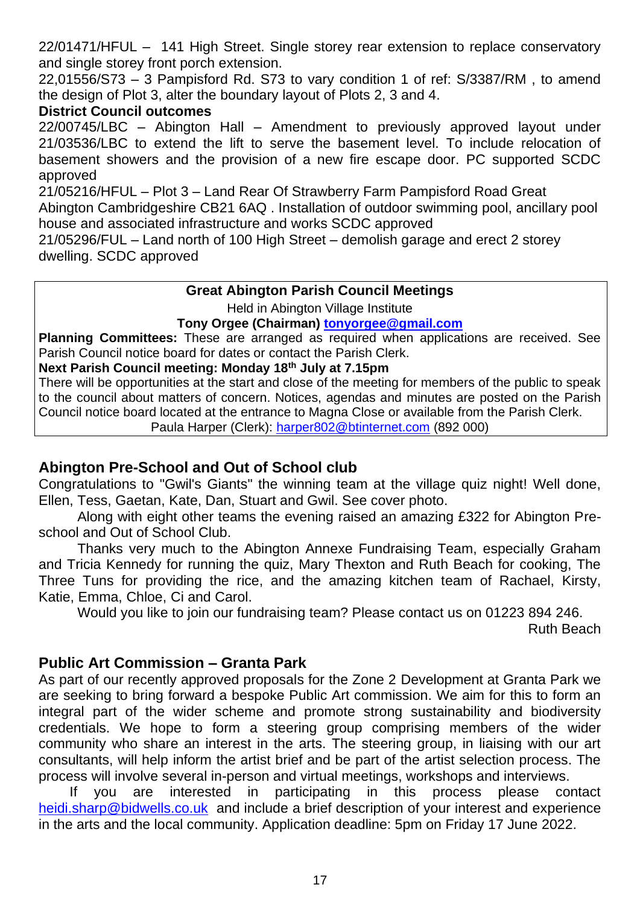22/01471/HFUL – 141 High Street. Single storey rear extension to replace conservatory and single storey front porch extension.

22,01556/S73 – 3 Pampisford Rd. S73 to vary condition 1 of ref: S/3387/RM , to amend the design of Plot 3, alter the boundary layout of Plots 2, 3 and 4.

**District Council outcomes**

22/00745/LBC – Abington Hall – Amendment to previously approved layout under 21/03536/LBC to extend the lift to serve the basement level. To include relocation of basement showers and the provision of a new fire escape door. PC supported SCDC approved

21/05216/HFUL – Plot 3 – Land Rear Of Strawberry Farm Pampisford Road Great Abington Cambridgeshire CB21 6AQ . Installation of outdoor swimming pool, ancillary pool house and associated infrastructure and works SCDC approved

21/05296/FUL – Land north of 100 High Street – demolish garage and erect 2 storey dwelling. SCDC approved

**Great Abington Parish Council Meetings**

Held in Abington Village Institute

**Tony Orgee (Chairman) tonyorgee@gmail.com**

**Planning Committees:** These are arranged as required when applications are received. See Parish Council notice board for dates or contact the Parish Clerk.

**Next Parish Council meeting: Monday 18th July at 7.15pm**

There will be opportunities at the start and close of the meeting for members of the public to speak to the council about matters of concern. Notices, agendas and minutes are posted on the Parish Council notice board located at the entrance to Magna Close or available from the Parish Clerk.

Paula Harper (Clerk): harper802@btinternet.com (892 000)

## Abington Pre-School and Out of School club

Congratulations to "Gwil's Giants" the winning team at the village quiz night! Well done, Ellen, Tess, Gaetan, Kate, Dan, Stuart and Gwil. See cover photo.

Along with eight other teams the evening raised an amazing £322 for Abington Pre-school and Out of School Club.

Thanks very much to the Abington Annexe Fundraising Team, especially Graham and Tricia Kennedy for running the quiz, Mary Thexton and Ruth Beach for cooking, The Three Tuns for providing the rice, and the amazing kitchen team of Rachael, Kirsty, Katie, Emma, Chloe, Ci and Carol.

Would you like to join our fundraising team? Please contact us on 01223 894 246.

Ruth Beach

## Public Art Commission – Granta Park

As part of our recently approved proposals for the Zone 2 Development at Granta Park we are seeking to bring forward a bespoke Public Art commission. We aim for this to form an integral part of the wider scheme and promote strong sustainability and biodiversity credentials. We hope to form a steering group comprising members of the wider community who share an interest in the arts. The steering group, in liaising with our art consultants, will help inform the artist brief and be part of the artist selection process. The process will involve several in-person and virtual meetings, workshops and interviews.

If you are interested in participating in this process please contact heidi.sharp@bidwells.co.uk and include a brief description of your interest and experience in the arts and the local community. Application deadline: 5pm on Friday 17 June 2022.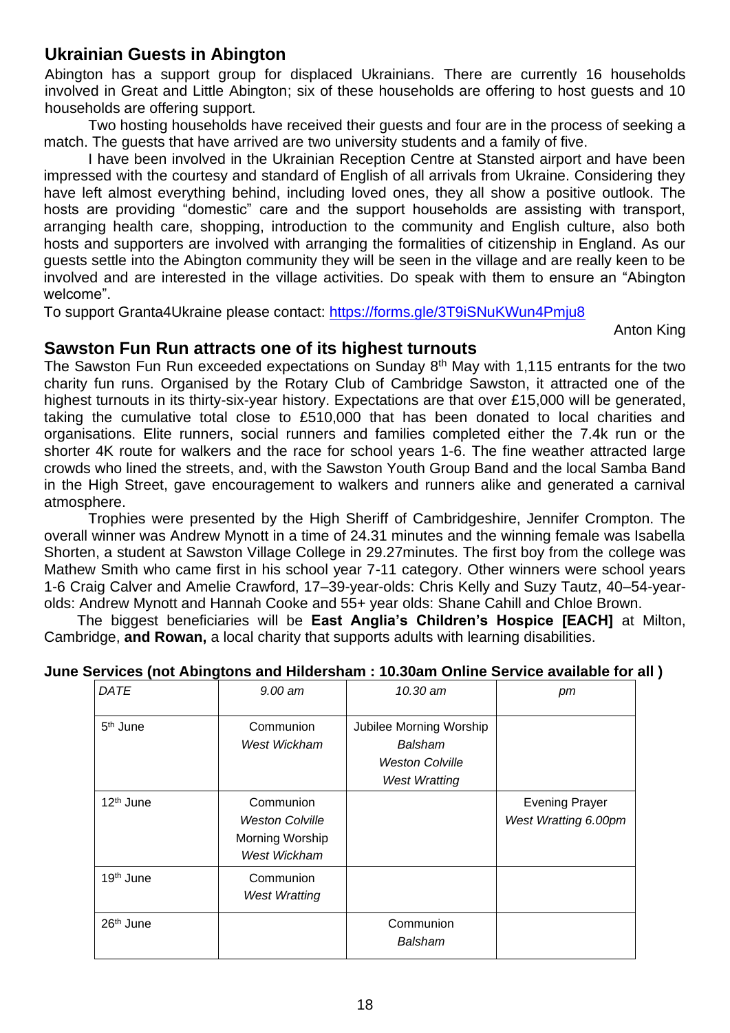## Ukrainian Guests in Abington

Abington has a support group for displaced Ukrainians. There are currently 16 households involved in Great and Little Abington; six of these households are offering to host guests and 10 households are offering support.

Two hosting households have received their guests and four are in the process of seeking a match. The guests that have arrived are two university students and a family of five.

I have been involved in the Ukrainian Reception Centre at Stansted airport and have been impressed with the courtesy and standard of English of all arrivals from Ukraine. Considering they have left almost everything behind, including loved ones, they all show a positive outlook. The hosts are providing "domestic" care and the support households are assisting with transport, arranging health care, shopping, introduction to the community and English culture, also both hosts and supporters are involved with arranging the formalities of citizenship in England. As our guests settle into the Abington community they will be seen in the village and are really keen to be involved and are interested in the village activities. Do speak with them to ensure an "Abington welcome".

To support Granta4Ukraine please contact: https://forms.gle/3T9iSNuKWun4Pmju8

Anton King

## Sawston Fun Run attracts one of its highest turnouts

The Sawston Fun Run exceeded expectations on Sunday 8th May with 1,115 entrants for the two charity fun runs. Organised by the Rotary Club of Cambridge Sawston, it attracted one of the highest turnouts in its thirty-six-year history. Expectations are that over £15,000 will be generated, taking the cumulative total close to £510,000 that has been donated to local charities and organisations. Elite runners, social runners and families completed either the 7.4k run or the shorter 4K route for walkers and the race for school years 1-6. The fine weather attracted large crowds who lined the streets, and, with the Sawston Youth Group Band and the local Samba Band in the High Street, gave encouragement to walkers and runners alike and generated a carnival atmosphere.

Trophies were presented by the High Sheriff of Cambridgeshire, Jennifer Crompton. The overall winner was Andrew Mynott in a time of 24.31 minutes and the winning female was Isabella Shorten, a student at Sawston Village College in 29.27minutes. The first boy from the college was Mathew Smith who came first in his school year 7-11 category. Other winners were school years 1-6 Craig Calver and Amelie Crawford, 17–39-year-olds: Chris Kelly and Suzy Tautz, 40–54-year-olds: Andrew Mynott and Hannah Cooke and 55+ year olds: Shane Cahill and Chloe Brown.

The biggest beneficiaries will be **East Anglia's Children's Hospice [EACH]** at Milton, Cambridge, **and Rowan,** a local charity that supports adults with learning disabilities.

**June Services (not Abingtons and Hildersham : 10.30am Online Service available for all )**

| *DATE* | *9.00 am* | *10.30 am* | *pm* |
|---|---|---|---|
| 5th June | Communion *West Wickham* | Jubilee Morning Worship *Balsham* *Weston Colville* *West Wratting* | |
| 12th June | Communion *Weston Colville* Morning Worship *West Wickham* | | Evening Prayer *West Wratting 6.00pm* |
| 19th June | Communion *West Wratting* | | |
| 26th June | | Communion *Balsham* | |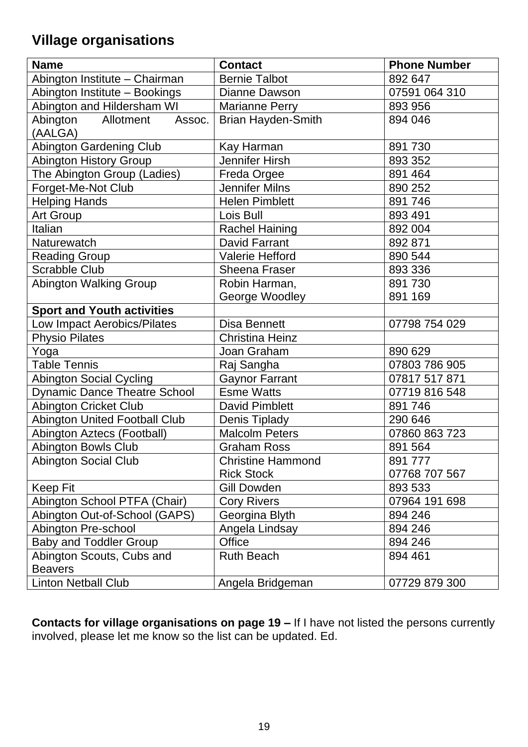## Village organisations

| Name | Contact | Phone Number |
|---|---|---|
| Abington Institute – Chairman | Bernie Talbot | 892 647 |
| Abington Institute – Bookings | Dianne Dawson | 07591 064 310 |
| Abington and Hildersham WI | Marianne Perry | 893 956 |
| Abington Allotment Assoc. (AALGA) | Brian Hayden-Smith | 894 046 |
| Abington Gardening Club | Kay Harman | 891 730 |
| Abington History Group | Jennifer Hirsh | 893 352 |
| The Abington Group (Ladies) | Freda Orgee | 891 464 |
| Forget-Me-Not Club | Jennifer Milns | 890 252 |
| Helping Hands | Helen Pimblett | 891 746 |
| Art Group | Lois Bull | 893 491 |
| Italian | Rachel Haining | 892 004 |
| Naturewatch | David Farrant | 892 871 |
| Reading Group | Valerie Hefford | 890 544 |
| Scrabble Club | Sheena Fraser | 893 336 |
| Abington Walking Group | Robin Harman,<br>George Woodley | 891 730<br>891 169 |
| **Sport and Youth activities** | | |
| Low Impact Aerobics/Pilates | Disa Bennett | 07798 754 029 |
| Physio Pilates | Christina Heinz | |
| Yoga | Joan Graham | 890 629 |
| Table Tennis | Raj Sangha | 07803 786 905 |
| Abington Social Cycling | Gaynor Farrant | 07817 517 871 |
| Dynamic Dance Theatre School | Esme Watts | 07719 816 548 |
| Abington Cricket Club | David Pimblett | 891 746 |
| Abington United Football Club | Denis Tiplady | 290 646 |
| Abington Aztecs (Football) | Malcolm Peters | 07860 863 723 |
| Abington Bowls Club | Graham Ross | 891 564 |
| Abington Social Club | Christine Hammond<br>Rick Stock | 891 777<br>07768 707 567 |
| Keep Fit | Gill Dowden | 893 533 |
| Abington School PTFA (Chair) | Cory Rivers | 07964 191 698 |
| Abington Out-of-School (GAPS) | Georgina Blyth | 894 246 |
| Abington Pre-school | Angela Lindsay | 894 246 |
| Baby and Toddler Group | Office | 894 246 |
| Abington Scouts, Cubs and Beavers | Ruth Beach | 894 461 |
| Linton Netball Club | Angela Bridgeman | 07729 879 300 |

**Contacts for village organisations on page 19 –** If I have not listed the persons currently involved, please let me know so the list can be updated. Ed.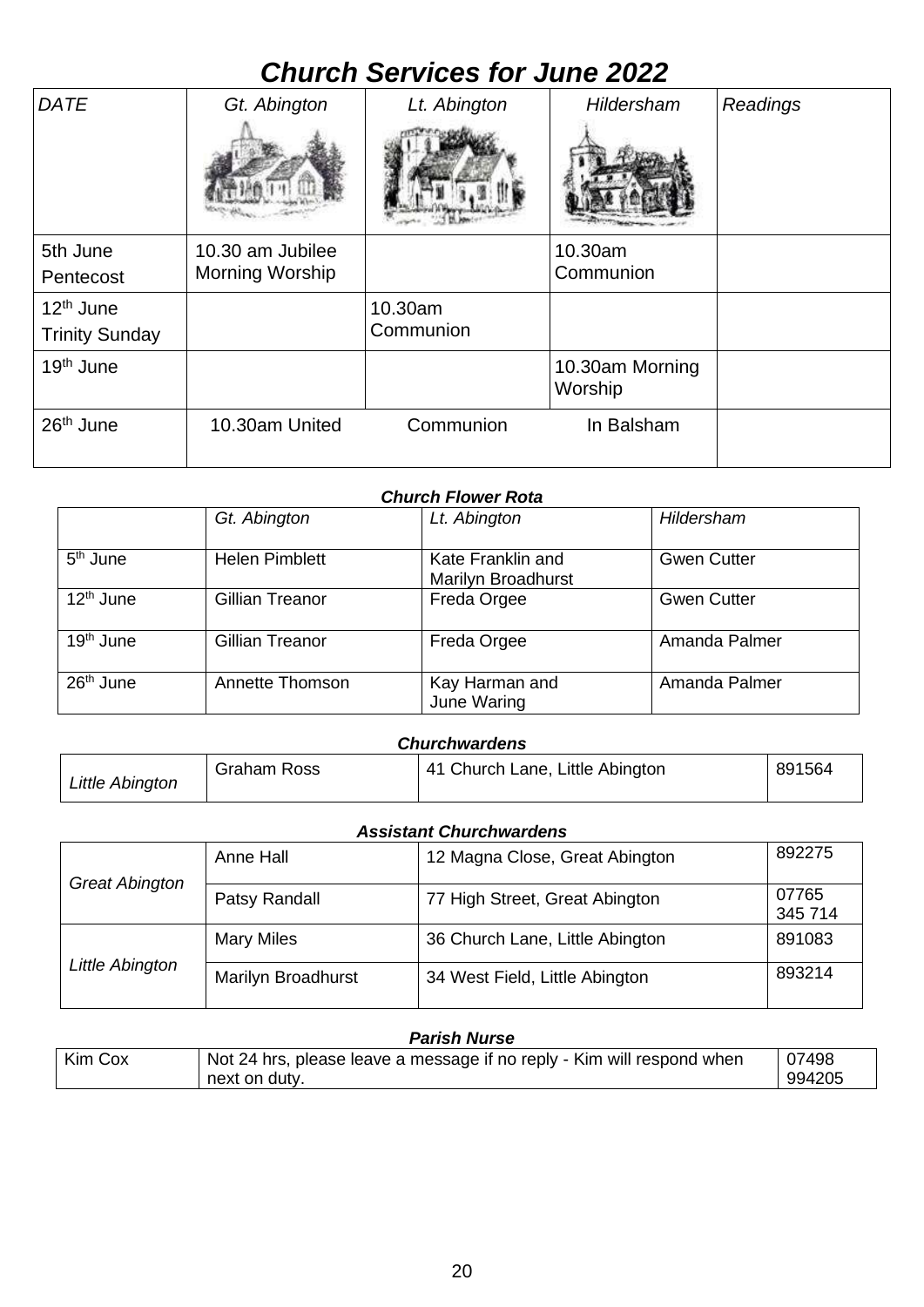# *Church Services for June 2022*

| *DATE* | *Gt. Abington* | *Lt. Abington* | *Hildersham* | *Readings* |
|---|---|---|---|---|
| 5th June Pentecost | 10.30 am Jubilee Morning Worship | | 10.30am Communion | |
| 12th June Trinity Sunday | | 10.30am Communion | | |
| 19th June | | | 10.30am Morning Worship | |
| 26th June | 10.30am United | Communion | In Balsham | |

***Church Flower Rota***

| | *Gt. Abington* | *Lt. Abington* | *Hildersham* |
|---|---|---|---|
| 5th June | Helen Pimblett | Kate Franklin and Marilyn Broadhurst | Gwen Cutter |
| 12th June | Gillian Treanor | Freda Orgee | Gwen Cutter |
| 19th June | Gillian Treanor | Freda Orgee | Amanda Palmer |
| 26th June | Annette Thomson | Kay Harman and June Waring | Amanda Palmer |

***Churchwardens***

| | | | |
|---|---|---|---|
| *Little Abington* | Graham Ross | 41 Church Lane, Little Abington | 891564 |

***Assistant Churchwardens***

| | | | |
|---|---|---|---|
| *Great Abington* | Anne Hall | 12 Magna Close, Great Abington | 892275 |
| | Patsy Randall | 77 High Street, Great Abington | 07765 345 714 |
| *Little Abington* | Mary Miles | 36 Church Lane, Little Abington | 891083 |
| | Marilyn Broadhurst | 34 West Field, Little Abington | 893214 |

***Parish Nurse***

| | | |
|---|---|---|
| Kim Cox | Not 24 hrs, please leave a message if no reply - Kim will respond when next on duty. | 07498 994205 |